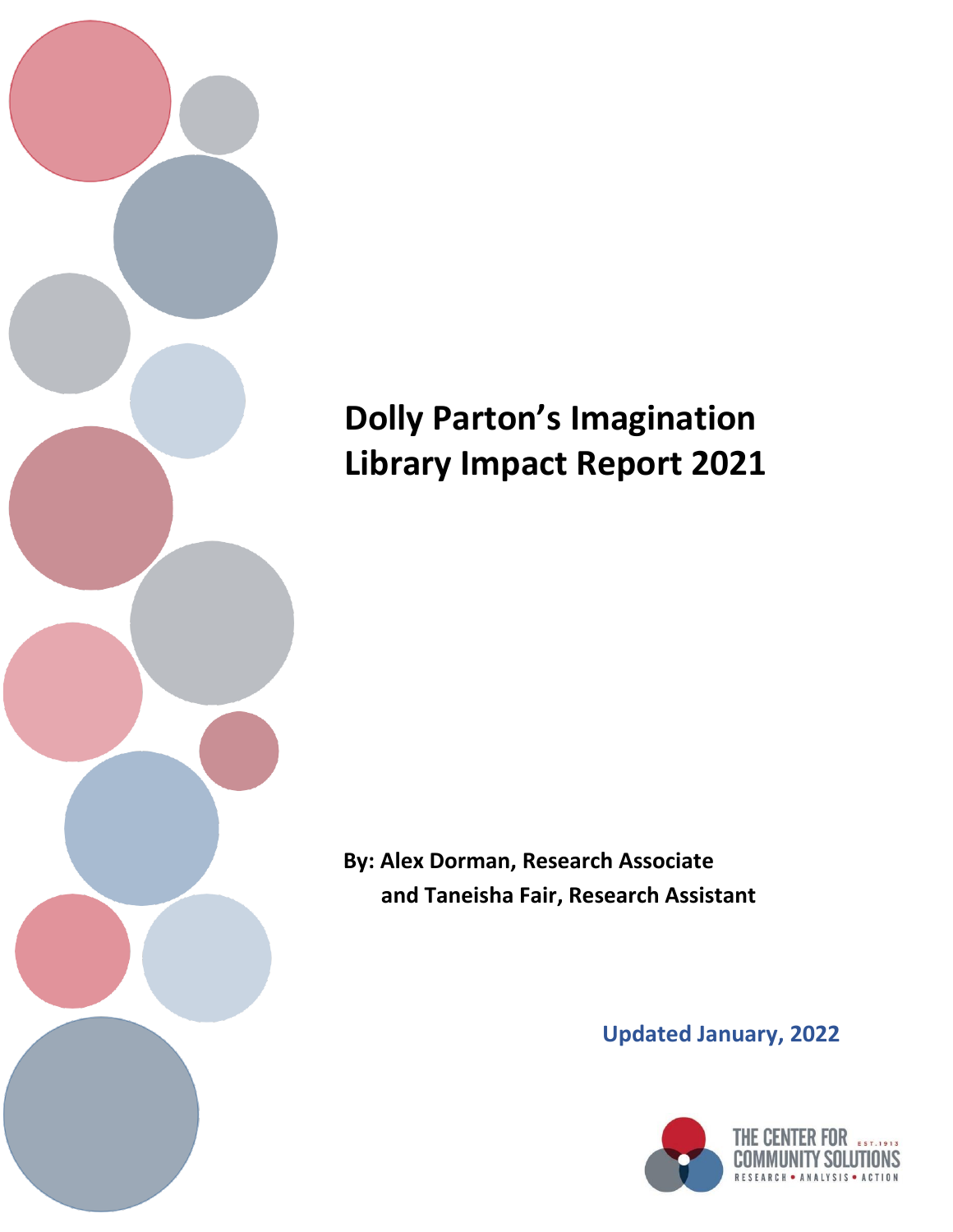# Dolly Parton's Imagination Library Impact Report 2021

**By: Alex Dorman, Research Associate and Taneisha Fair, Research Assistant**

**Updated January, 2022**

THE CENTER FOR COMMUNITY SOLUTIONS EST. 1913
RESEARCH • ANALYSIS • ACTION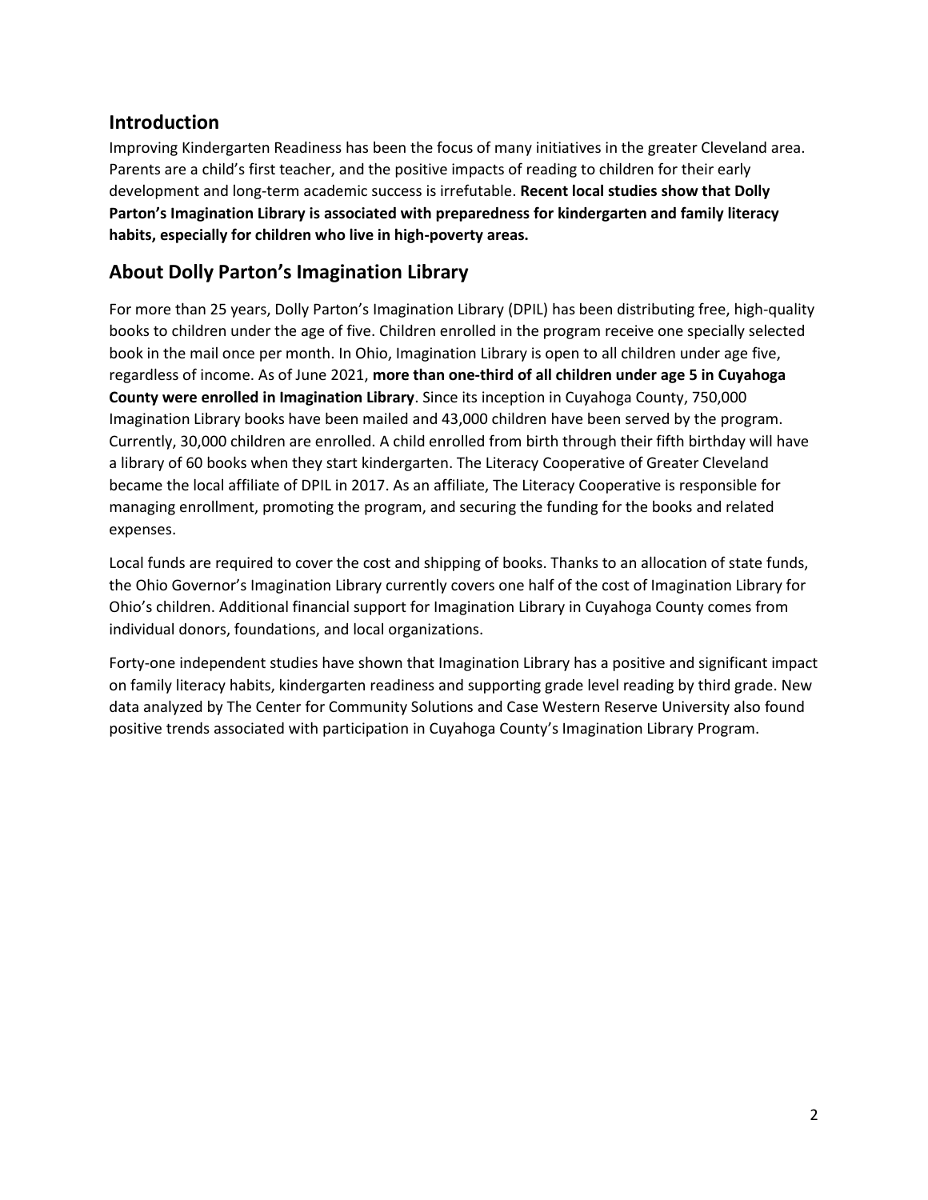## Introduction

Improving Kindergarten Readiness has been the focus of many initiatives in the greater Cleveland area. Parents are a child's first teacher, and the positive impacts of reading to children for their early development and long-term academic success is irrefutable. **Recent local studies show that Dolly Parton's Imagination Library is associated with preparedness for kindergarten and family literacy habits, especially for children who live in high-poverty areas.**

## About Dolly Parton's Imagination Library

For more than 25 years, Dolly Parton's Imagination Library (DPIL) has been distributing free, high-quality books to children under the age of five. Children enrolled in the program receive one specially selected book in the mail once per month. In Ohio, Imagination Library is open to all children under age five, regardless of income. As of June 2021, **more than one-third of all children under age 5 in Cuyahoga County were enrolled in Imagination Library**. Since its inception in Cuyahoga County, 750,000 Imagination Library books have been mailed and 43,000 children have been served by the program. Currently, 30,000 children are enrolled. A child enrolled from birth through their fifth birthday will have a library of 60 books when they start kindergarten. The Literacy Cooperative of Greater Cleveland became the local affiliate of DPIL in 2017. As an affiliate, The Literacy Cooperative is responsible for managing enrollment, promoting the program, and securing the funding for the books and related expenses.

Local funds are required to cover the cost and shipping of books. Thanks to an allocation of state funds, the Ohio Governor's Imagination Library currently covers one half of the cost of Imagination Library for Ohio's children. Additional financial support for Imagination Library in Cuyahoga County comes from individual donors, foundations, and local organizations.

Forty-one independent studies have shown that Imagination Library has a positive and significant impact on family literacy habits, kindergarten readiness and supporting grade level reading by third grade. New data analyzed by The Center for Community Solutions and Case Western Reserve University also found positive trends associated with participation in Cuyahoga County's Imagination Library Program.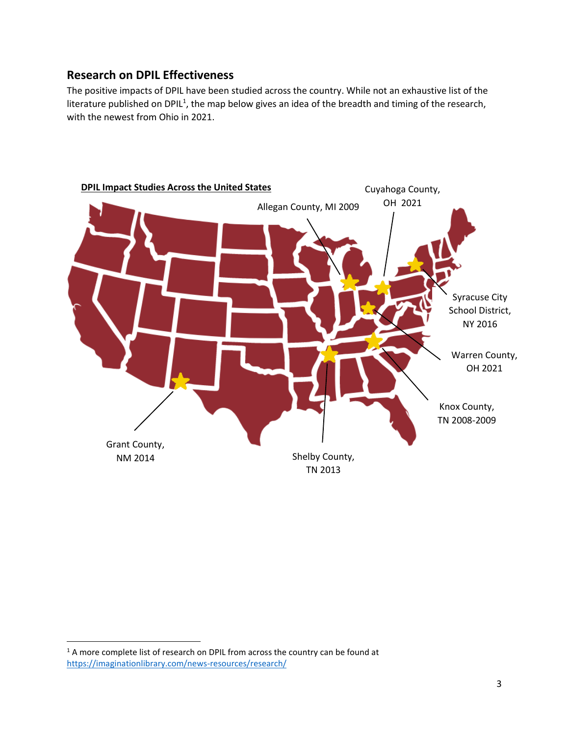## Research on DPIL Effectiveness

The positive impacts of DPIL have been studied across the country. While not an exhaustive list of the literature published on DPIL[1], the map below gives an idea of the breadth and timing of the research, with the newest from Ohio in 2021.

**DPIL Impact Studies Across the United States**

Allegan County, MI 2009

Cuyahoga County, OH 2021

Syracuse City School District, NY 2016

Warren County, OH 2021

Knox County, TN 2008-2009

Shelby County, TN 2013

Grant County, NM 2014

[1] A more complete list of research on DPIL from across the country can be found at https://imaginationlibrary.com/news-resources/research/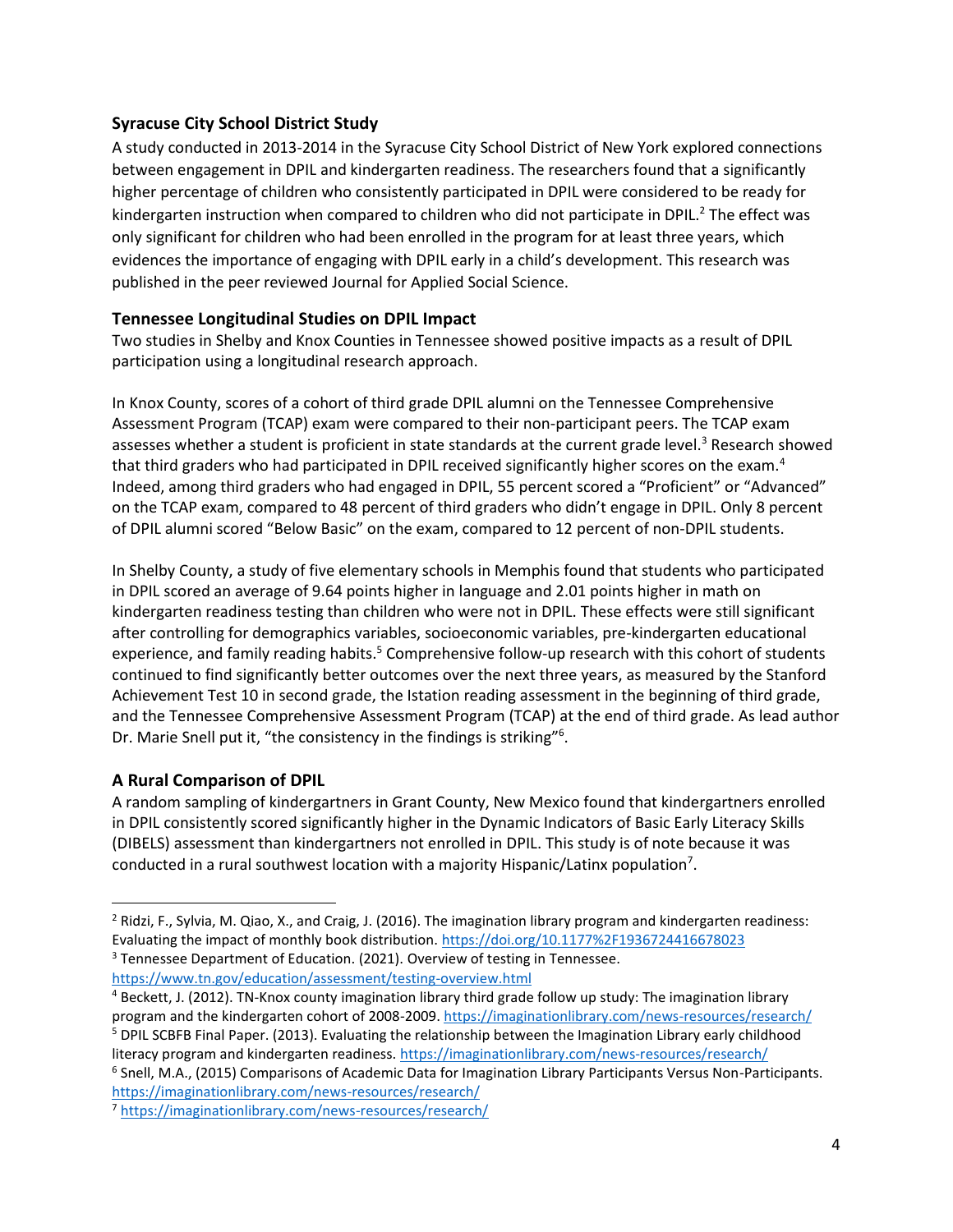### Syracuse City School District Study

A study conducted in 2013-2014 in the Syracuse City School District of New York explored connections between engagement in DPIL and kindergarten readiness. The researchers found that a significantly higher percentage of children who consistently participated in DPIL were considered to be ready for kindergarten instruction when compared to children who did not participate in DPIL.[2] The effect was only significant for children who had been enrolled in the program for at least three years, which evidences the importance of engaging with DPIL early in a child's development. This research was published in the peer reviewed Journal for Applied Social Science.

### Tennessee Longitudinal Studies on DPIL Impact

Two studies in Shelby and Knox Counties in Tennessee showed positive impacts as a result of DPIL participation using a longitudinal research approach.

In Knox County, scores of a cohort of third grade DPIL alumni on the Tennessee Comprehensive Assessment Program (TCAP) exam were compared to their non-participant peers. The TCAP exam assesses whether a student is proficient in state standards at the current grade level.[3] Research showed that third graders who had participated in DPIL received significantly higher scores on the exam.[4] Indeed, among third graders who had engaged in DPIL, 55 percent scored a "Proficient" or "Advanced" on the TCAP exam, compared to 48 percent of third graders who didn't engage in DPIL. Only 8 percent of DPIL alumni scored "Below Basic" on the exam, compared to 12 percent of non-DPIL students.

In Shelby County, a study of five elementary schools in Memphis found that students who participated in DPIL scored an average of 9.64 points higher in language and 2.01 points higher in math on kindergarten readiness testing than children who were not in DPIL. These effects were still significant after controlling for demographics variables, socioeconomic variables, pre-kindergarten educational experience, and family reading habits.[5] Comprehensive follow-up research with this cohort of students continued to find significantly better outcomes over the next three years, as measured by the Stanford Achievement Test 10 in second grade, the Istation reading assessment in the beginning of third grade, and the Tennessee Comprehensive Assessment Program (TCAP) at the end of third grade. As lead author Dr. Marie Snell put it, "the consistency in the findings is striking"[6].

### A Rural Comparison of DPIL

A random sampling of kindergartners in Grant County, New Mexico found that kindergartners enrolled in DPIL consistently scored significantly higher in the Dynamic Indicators of Basic Early Literacy Skills (DIBELS) assessment than kindergartners not enrolled in DPIL. This study is of note because it was conducted in a rural southwest location with a majority Hispanic/Latinx population[7].

---

[2] Ridzi, F., Sylvia, M. Qiao, X., and Craig, J. (2016). The imagination library program and kindergarten readiness: Evaluating the impact of monthly book distribution. https://doi.org/10.1177%2F1936724416678023

[3] Tennessee Department of Education. (2021). Overview of testing in Tennessee. https://www.tn.gov/education/assessment/testing-overview.html

[4] Beckett, J. (2012). TN-Knox county imagination library third grade follow up study: The imagination library program and the kindergarten cohort of 2008-2009. https://imaginationlibrary.com/news-resources/research/

[5] DPIL SCBFB Final Paper. (2013). Evaluating the relationship between the Imagination Library early childhood literacy program and kindergarten readiness. https://imaginationlibrary.com/news-resources/research/

[6] Snell, M.A., (2015) Comparisons of Academic Data for Imagination Library Participants Versus Non-Participants. https://imaginationlibrary.com/news-resources/research/

[7] https://imaginationlibrary.com/news-resources/research/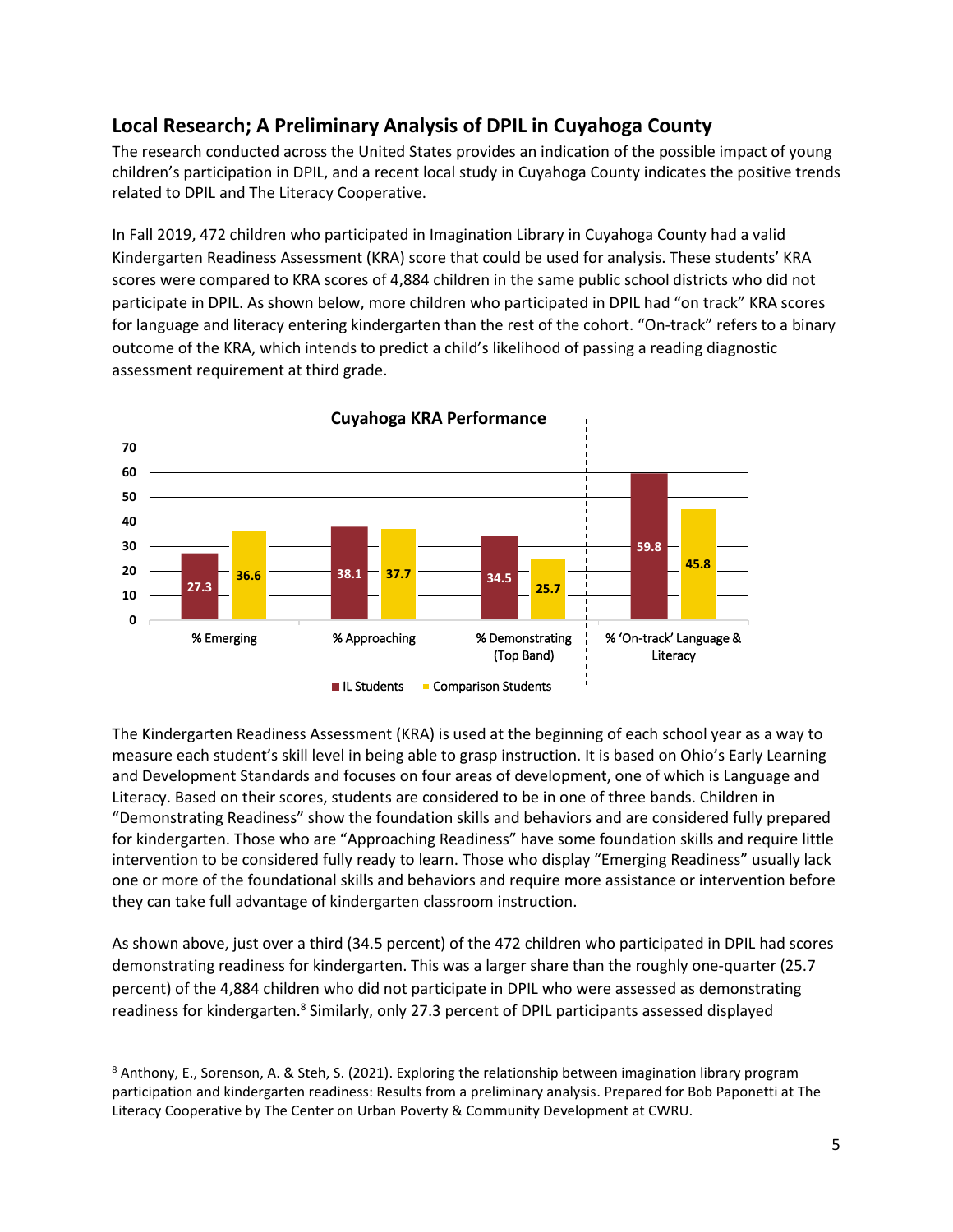## Local Research; A Preliminary Analysis of DPIL in Cuyahoga County

The research conducted across the United States provides an indication of the possible impact of young children's participation in DPIL, and a recent local study in Cuyahoga County indicates the positive trends related to DPIL and The Literacy Cooperative.

In Fall 2019, 472 children who participated in Imagination Library in Cuyahoga County had a valid Kindergarten Readiness Assessment (KRA) score that could be used for analysis. These students' KRA scores were compared to KRA scores of 4,884 children in the same public school districts who did not participate in DPIL. As shown below, more children who participated in DPIL had "on track" KRA scores for language and literacy entering kindergarten than the rest of the cohort. "On-track" refers to a binary outcome of the KRA, which intends to predict a child's likelihood of passing a reading diagnostic assessment requirement at third grade.

**Cuyahoga KRA Performance**

| | % Emerging | % Approaching | % Demonstrating (Top Band) | % 'On-track' Language & Literacy |
|---|---|---|---|---|
| IL Students | 27.3 | 38.1 | 34.5 | 59.8 |
| Comparison Students | 36.6 | 37.7 | 25.7 | 45.8 |

The Kindergarten Readiness Assessment (KRA) is used at the beginning of each school year as a way to measure each student's skill level in being able to grasp instruction. It is based on Ohio's Early Learning and Development Standards and focuses on four areas of development, one of which is Language and Literacy. Based on their scores, students are considered to be in one of three bands. Children in "Demonstrating Readiness" show the foundation skills and behaviors and are considered fully prepared for kindergarten. Those who are "Approaching Readiness" have some foundation skills and require little intervention to be considered fully ready to learn. Those who display "Emerging Readiness" usually lack one or more of the foundational skills and behaviors and require more assistance or intervention before they can take full advantage of kindergarten classroom instruction.

As shown above, just over a third (34.5 percent) of the 472 children who participated in DPIL had scores demonstrating readiness for kindergarten. This was a larger share than the roughly one-quarter (25.7 percent) of the 4,884 children who did not participate in DPIL who were assessed as demonstrating readiness for kindergarten.[8] Similarly, only 27.3 percent of DPIL participants assessed displayed

[8] Anthony, E., Sorenson, A. & Steh, S. (2021). Exploring the relationship between imagination library program participation and kindergarten readiness: Results from a preliminary analysis. Prepared for Bob Paponetti at The Literacy Cooperative by The Center on Urban Poverty & Community Development at CWRU.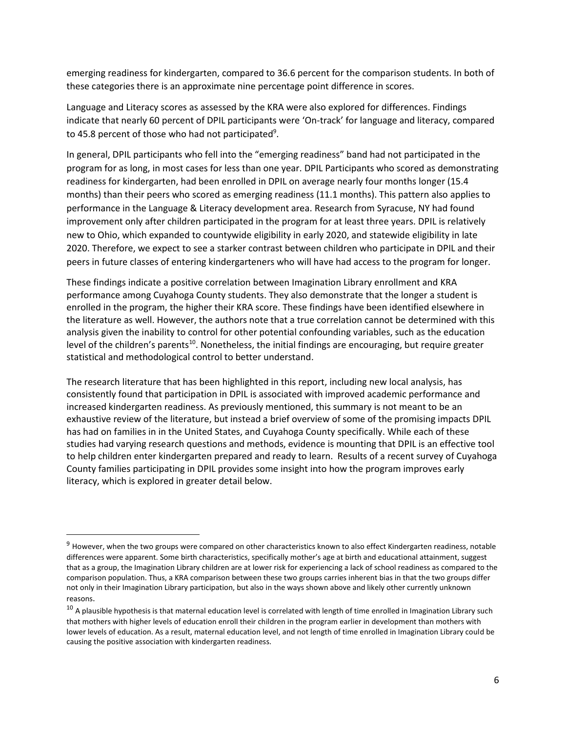emerging readiness for kindergarten, compared to 36.6 percent for the comparison students. In both of these categories there is an approximate nine percentage point difference in scores.

Language and Literacy scores as assessed by the KRA were also explored for differences. Findings indicate that nearly 60 percent of DPIL participants were 'On-track' for language and literacy, compared to 45.8 percent of those who had not participated[9].

In general, DPIL participants who fell into the "emerging readiness" band had not participated in the program for as long, in most cases for less than one year. DPIL Participants who scored as demonstrating readiness for kindergarten, had been enrolled in DPIL on average nearly four months longer (15.4 months) than their peers who scored as emerging readiness (11.1 months). This pattern also applies to performance in the Language & Literacy development area. Research from Syracuse, NY had found improvement only after children participated in the program for at least three years. DPIL is relatively new to Ohio, which expanded to countywide eligibility in early 2020, and statewide eligibility in late 2020. Therefore, we expect to see a starker contrast between children who participate in DPIL and their peers in future classes of entering kindergarteners who will have had access to the program for longer.

These findings indicate a positive correlation between Imagination Library enrollment and KRA performance among Cuyahoga County students. They also demonstrate that the longer a student is enrolled in the program, the higher their KRA score. These findings have been identified elsewhere in the literature as well. However, the authors note that a true correlation cannot be determined with this analysis given the inability to control for other potential confounding variables, such as the education level of the children's parents[10]. Nonetheless, the initial findings are encouraging, but require greater statistical and methodological control to better understand.

The research literature that has been highlighted in this report, including new local analysis, has consistently found that participation in DPIL is associated with improved academic performance and increased kindergarten readiness. As previously mentioned, this summary is not meant to be an exhaustive review of the literature, but instead a brief overview of some of the promising impacts DPIL has had on families in in the United States, and Cuyahoga County specifically. While each of these studies had varying research questions and methods, evidence is mounting that DPIL is an effective tool to help children enter kindergarten prepared and ready to learn. Results of a recent survey of Cuyahoga County families participating in DPIL provides some insight into how the program improves early literacy, which is explored in greater detail below.

---

[9] However, when the two groups were compared on other characteristics known to also effect Kindergarten readiness, notable differences were apparent. Some birth characteristics, specifically mother's age at birth and educational attainment, suggest that as a group, the Imagination Library children are at lower risk for experiencing a lack of school readiness as compared to the comparison population. Thus, a KRA comparison between these two groups carries inherent bias in that the two groups differ not only in their Imagination Library participation, but also in the ways shown above and likely other currently unknown reasons.

[10] A plausible hypothesis is that maternal education level is correlated with length of time enrolled in Imagination Library such that mothers with higher levels of education enroll their children in the program earlier in development than mothers with lower levels of education. As a result, maternal education level, and not length of time enrolled in Imagination Library could be causing the positive association with kindergarten readiness.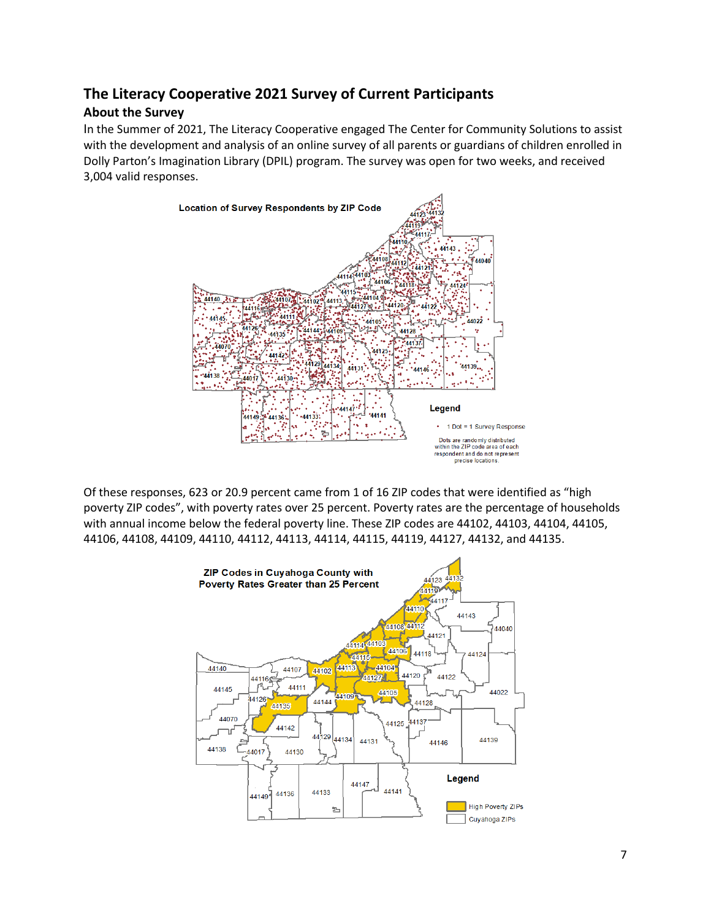## The Literacy Cooperative 2021 Survey of Current Participants

### About the Survey

In the Summer of 2021, The Literacy Cooperative engaged The Center for Community Solutions to assist with the development and analysis of an online survey of all parents or guardians of children enrolled in Dolly Parton's Imagination Library (DPIL) program. The survey was open for two weeks, and received 3,004 valid responses.

Of these responses, 623 or 20.9 percent came from 1 of 16 ZIP codes that were identified as "high poverty ZIP codes", with poverty rates over 25 percent. Poverty rates are the percentage of households with annual income below the federal poverty line. These ZIP codes are 44102, 44103, 44104, 44105, 44106, 44108, 44109, 44110, 44112, 44113, 44114, 44115, 44119, 44127, 44132, and 44135.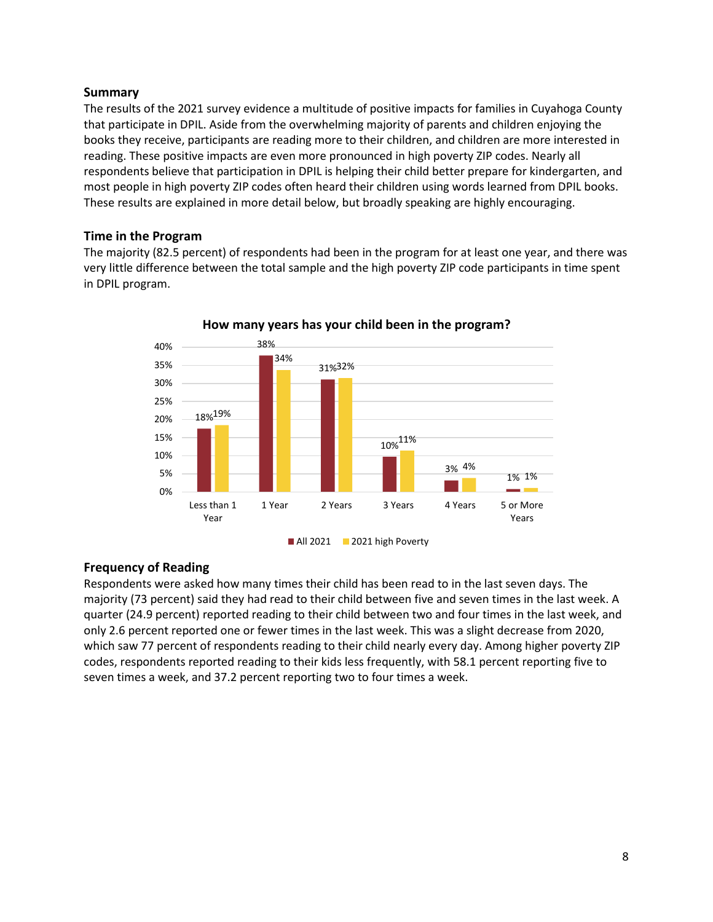### Summary

The results of the 2021 survey evidence a multitude of positive impacts for families in Cuyahoga County that participate in DPIL. Aside from the overwhelming majority of parents and children enjoying the books they receive, participants are reading more to their children, and children are more interested in reading. These positive impacts are even more pronounced in high poverty ZIP codes. Nearly all respondents believe that participation in DPIL is helping their child better prepare for kindergarten, and most people in high poverty ZIP codes often heard their children using words learned from DPIL books. These results are explained in more detail below, but broadly speaking are highly encouraging.

### Time in the Program

The majority (82.5 percent) of respondents had been in the program for at least one year, and there was very little difference between the total sample and the high poverty ZIP code participants in time spent in DPIL program.

**How many years has your child been in the program?**

| | All 2021 | 2021 high Poverty |
|---|---|---|
| Less than 1 Year | 18% | 19% |
| 1 Year | 38% | 34% |
| 2 Years | 31% | 32% |
| 3 Years | 10% | 11% |
| 4 Years | 3% | 4% |
| 5 or More Years | 1% | 1% |

### Frequency of Reading

Respondents were asked how many times their child has been read to in the last seven days. The majority (73 percent) said they had read to their child between five and seven times in the last week. A quarter (24.9 percent) reported reading to their child between two and four times in the last week, and only 2.6 percent reported one or fewer times in the last week. This was a slight decrease from 2020, which saw 77 percent of respondents reading to their child nearly every day. Among higher poverty ZIP codes, respondents reported reading to their kids less frequently, with 58.1 percent reporting five to seven times a week, and 37.2 percent reporting two to four times a week.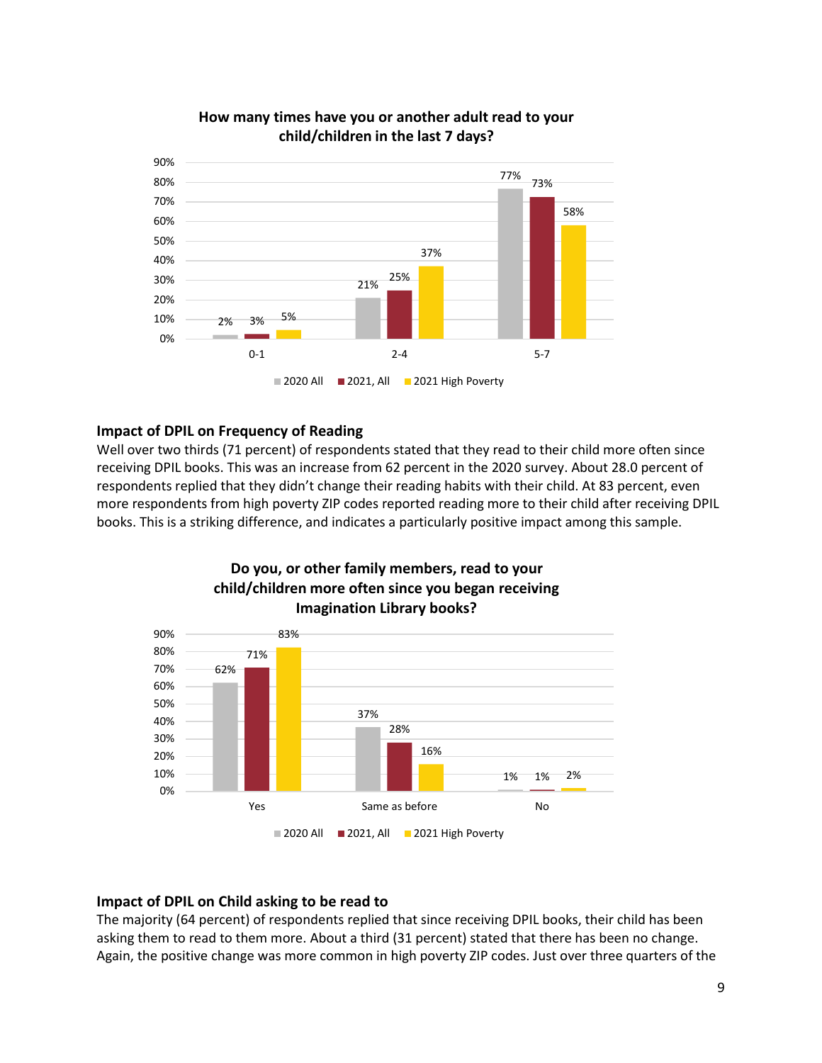**How many times have you or another adult read to your child/children in the last 7 days?**

| | 2020 All | 2021, All | 2021 High Poverty |
|---|---|---|---|
| 0-1 | 2% | 3% | 5% |
| 2-4 | 21% | 25% | 37% |
| 5-7 | 77% | 73% | 58% |

## Impact of DPIL on Frequency of Reading

Well over two thirds (71 percent) of respondents stated that they read to their child more often since receiving DPIL books. This was an increase from 62 percent in the 2020 survey. About 28.0 percent of respondents replied that they didn't change their reading habits with their child. At 83 percent, even more respondents from high poverty ZIP codes reported reading more to their child after receiving DPIL books. This is a striking difference, and indicates a particularly positive impact among this sample.

**Do you, or other family members, read to your child/children more often since you began receiving Imagination Library books?**

| | 2020 All | 2021, All | 2021 High Poverty |
|---|---|---|---|
| Yes | 62% | 71% | 83% |
| Same as before | 37% | 28% | 16% |
| No | 1% | 1% | 2% |

## Impact of DPIL on Child asking to be read to

The majority (64 percent) of respondents replied that since receiving DPIL books, their child has been asking them to read to them more. About a third (31 percent) stated that there has been no change. Again, the positive change was more common in high poverty ZIP codes. Just over three quarters of the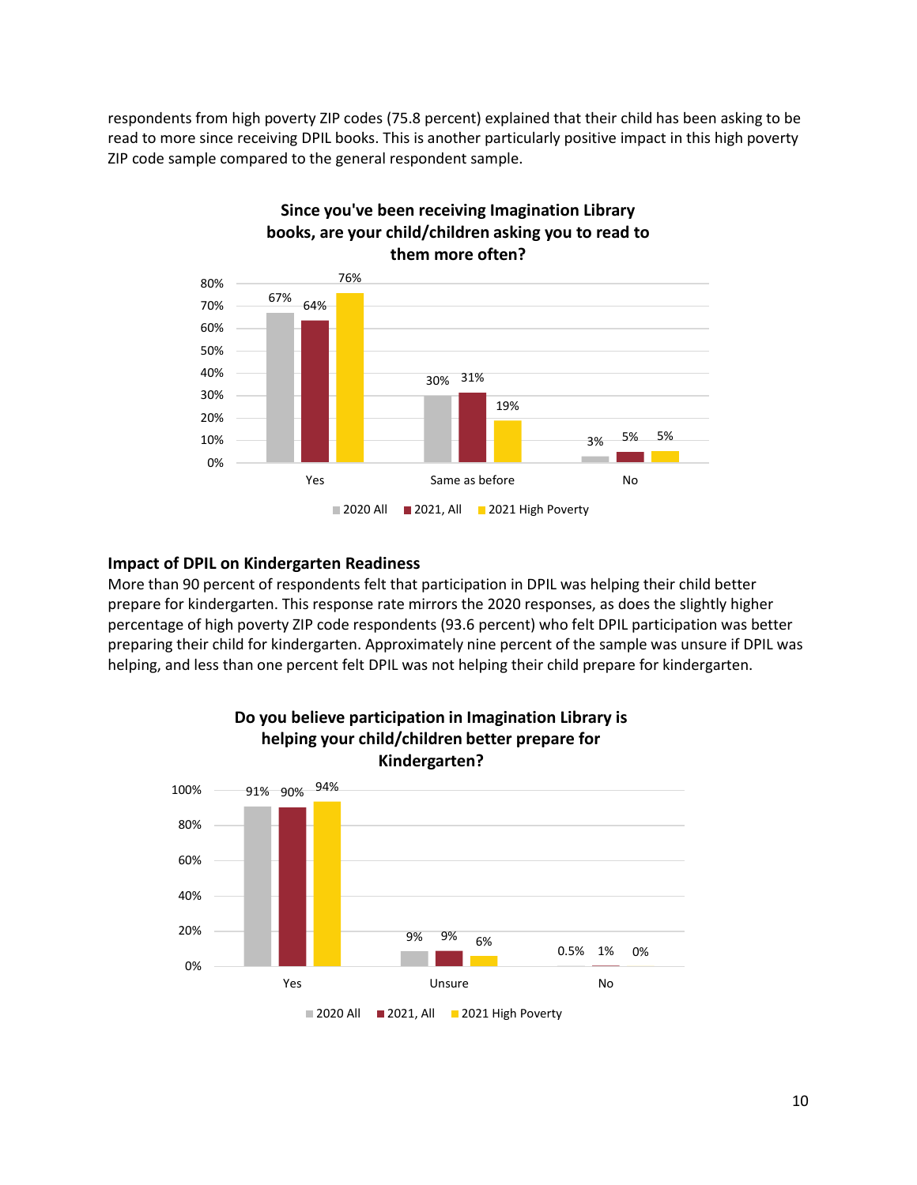respondents from high poverty ZIP codes (75.8 percent) explained that their child has been asking to be read to more since receiving DPIL books. This is another particularly positive impact in this high poverty ZIP code sample compared to the general respondent sample.

**Since you've been receiving Imagination Library books, are your child/children asking you to read to them more often?**

| | 2020 All | 2021, All | 2021 High Poverty |
|---|---|---|---|
| Yes | 67% | 64% | 76% |
| Same as before | 30% | 31% | 19% |
| No | 3% | 5% | 5% |

### Impact of DPIL on Kindergarten Readiness

More than 90 percent of respondents felt that participation in DPIL was helping their child better prepare for kindergarten. This response rate mirrors the 2020 responses, as does the slightly higher percentage of high poverty ZIP code respondents (93.6 percent) who felt DPIL participation was better preparing their child for kindergarten. Approximately nine percent of the sample was unsure if DPIL was helping, and less than one percent felt DPIL was not helping their child prepare for kindergarten.

**Do you believe participation in Imagination Library is helping your child/children better prepare for Kindergarten?**

| | 2020 All | 2021, All | 2021 High Poverty |
|---|---|---|---|
| Yes | 91% | 90% | 94% |
| Unsure | 9% | 9% | 6% |
| No | 0.5% | 1% | 0% |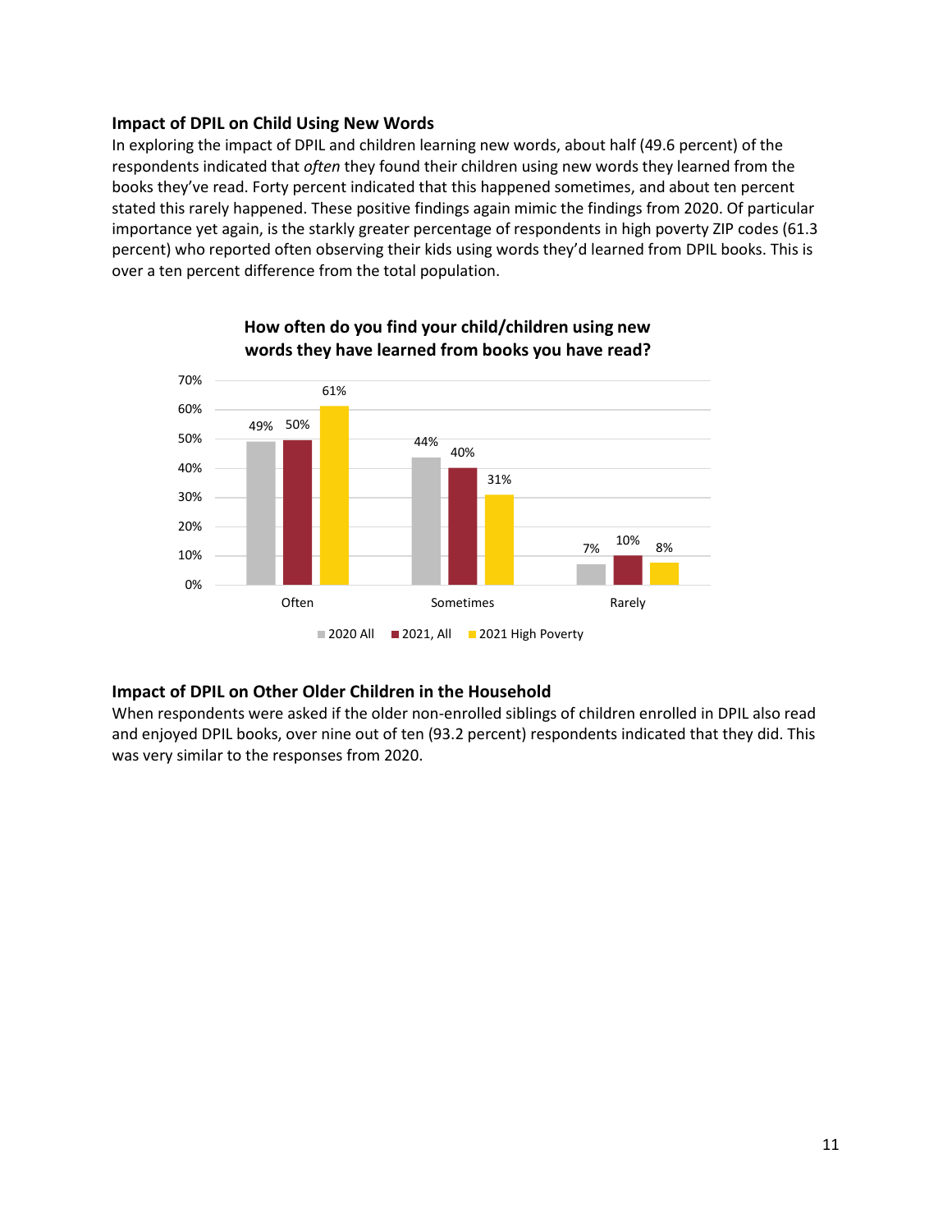### Impact of DPIL on Child Using New Words

In exploring the impact of DPIL and children learning new words, about half (49.6 percent) of the respondents indicated that *often* they found their children using new words they learned from the books they've read. Forty percent indicated that this happened sometimes, and about ten percent stated this rarely happened. These positive findings again mimic the findings from 2020. Of particular importance yet again, is the starkly greater percentage of respondents in high poverty ZIP codes (61.3 percent) who reported often observing their kids using words they'd learned from DPIL books. This is over a ten percent difference from the total population.

**How often do you find your child/children using new words they have learned from books you have read?**

| | 2020 All | 2021, All | 2021 High Poverty |
|---|---|---|---|
| Often | 49% | 50% | 61% |
| Sometimes | 44% | 40% | 31% |
| Rarely | 7% | 10% | 8% |

### Impact of DPIL on Other Older Children in the Household

When respondents were asked if the older non-enrolled siblings of children enrolled in DPIL also read and enjoyed DPIL books, over nine out of ten (93.2 percent) respondents indicated that they did. This was very similar to the responses from 2020.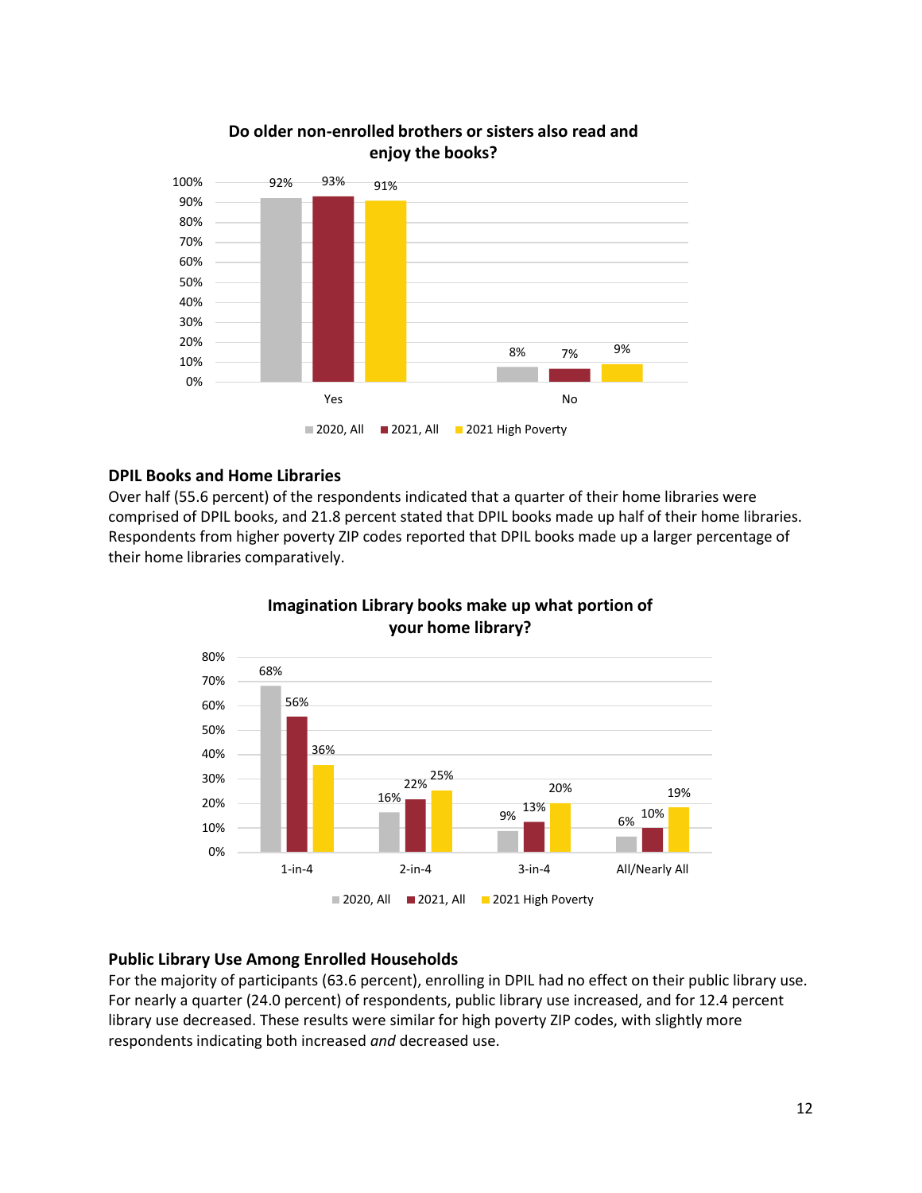**Do older non-enrolled brothers or sisters also read and enjoy the books?**

| | 2020, All | 2021, All | 2021 High Poverty |
|---|---|---|---|
| Yes | 92% | 93% | 91% |
| No | 8% | 7% | 9% |

### DPIL Books and Home Libraries

Over half (55.6 percent) of the respondents indicated that a quarter of their home libraries were comprised of DPIL books, and 21.8 percent stated that DPIL books made up half of their home libraries. Respondents from higher poverty ZIP codes reported that DPIL books made up a larger percentage of their home libraries comparatively.

**Imagination Library books make up what portion of your home library?**

| | 2020, All | 2021, All | 2021 High Poverty |
|---|---|---|---|
| 1-in-4 | 68% | 56% | 36% |
| 2-in-4 | 16% | 22% | 25% |
| 3-in-4 | 9% | 13% | 20% |
| All/Nearly All | 6% | 10% | 19% |

### Public Library Use Among Enrolled Households

For the majority of participants (63.6 percent), enrolling in DPIL had no effect on their public library use. For nearly a quarter (24.0 percent) of respondents, public library use increased, and for 12.4 percent library use decreased. These results were similar for high poverty ZIP codes, with slightly more respondents indicating both increased *and* decreased use.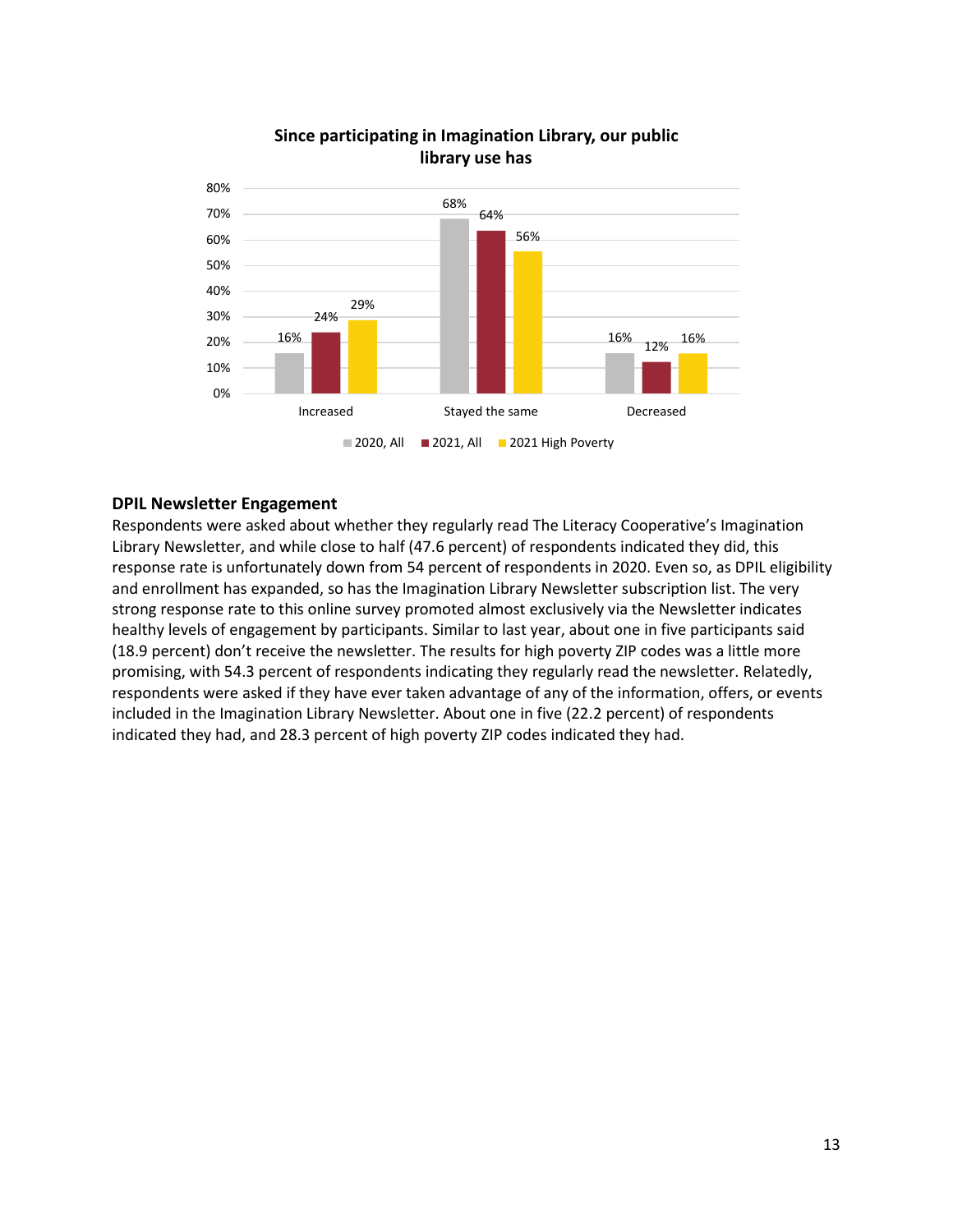**Since participating in Imagination Library, our public library use has**

| | 2020, All | 2021, All | 2021 High Poverty |
|---|---|---|---|
| Increased | 16% | 24% | 29% |
| Stayed the same | 68% | 64% | 56% |
| Decreased | 16% | 12% | 16% |

### DPIL Newsletter Engagement

Respondents were asked about whether they regularly read The Literacy Cooperative's Imagination Library Newsletter, and while close to half (47.6 percent) of respondents indicated they did, this response rate is unfortunately down from 54 percent of respondents in 2020. Even so, as DPIL eligibility and enrollment has expanded, so has the Imagination Library Newsletter subscription list. The very strong response rate to this online survey promoted almost exclusively via the Newsletter indicates healthy levels of engagement by participants. Similar to last year, about one in five participants said (18.9 percent) don't receive the newsletter. The results for high poverty ZIP codes was a little more promising, with 54.3 percent of respondents indicating they regularly read the newsletter. Relatedly, respondents were asked if they have ever taken advantage of any of the information, offers, or events included in the Imagination Library Newsletter. About one in five (22.2 percent) of respondents indicated they had, and 28.3 percent of high poverty ZIP codes indicated they had.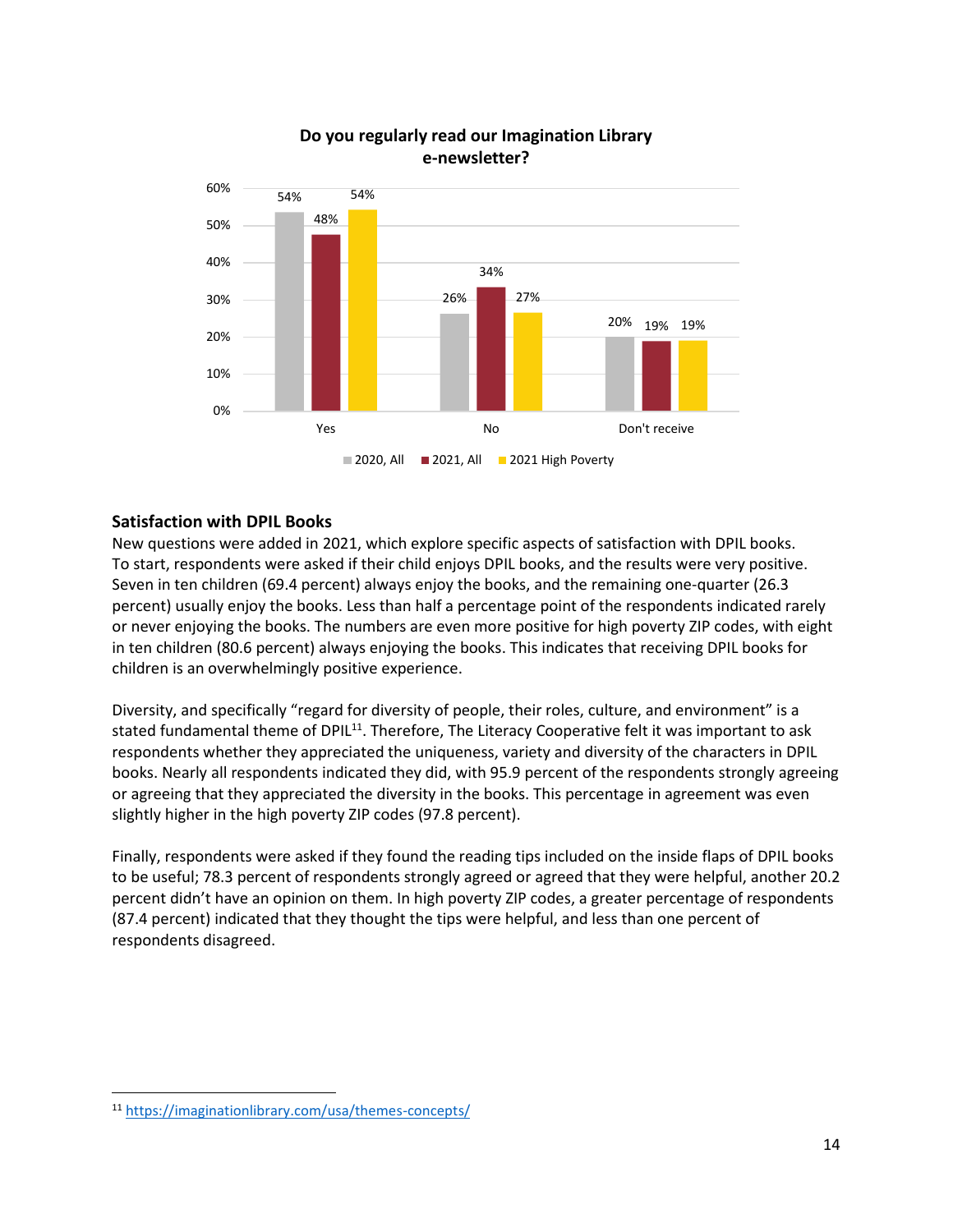**Do you regularly read our Imagination Library e-newsletter?**

| | 2020, All | 2021, All | 2021 High Poverty |
|---|---|---|---|
| Yes | 54% | 48% | 54% |
| No | 26% | 34% | 27% |
| Don't receive | 20% | 19% | 19% |

## Satisfaction with DPIL Books

New questions were added in 2021, which explore specific aspects of satisfaction with DPIL books. To start, respondents were asked if their child enjoys DPIL books, and the results were very positive. Seven in ten children (69.4 percent) always enjoy the books, and the remaining one-quarter (26.3 percent) usually enjoy the books. Less than half a percentage point of the respondents indicated rarely or never enjoying the books. The numbers are even more positive for high poverty ZIP codes, with eight in ten children (80.6 percent) always enjoying the books. This indicates that receiving DPIL books for children is an overwhelmingly positive experience.

Diversity, and specifically "regard for diversity of people, their roles, culture, and environment" is a stated fundamental theme of DPIL[11]. Therefore, The Literacy Cooperative felt it was important to ask respondents whether they appreciated the uniqueness, variety and diversity of the characters in DPIL books. Nearly all respondents indicated they did, with 95.9 percent of the respondents strongly agreeing or agreeing that they appreciated the diversity in the books. This percentage in agreement was even slightly higher in the high poverty ZIP codes (97.8 percent).

Finally, respondents were asked if they found the reading tips included on the inside flaps of DPIL books to be useful; 78.3 percent of respondents strongly agreed or agreed that they were helpful, another 20.2 percent didn't have an opinion on them. In high poverty ZIP codes, a greater percentage of respondents (87.4 percent) indicated that they thought the tips were helpful, and less than one percent of respondents disagreed.

---

[11] https://imaginationlibrary.com/usa/themes-concepts/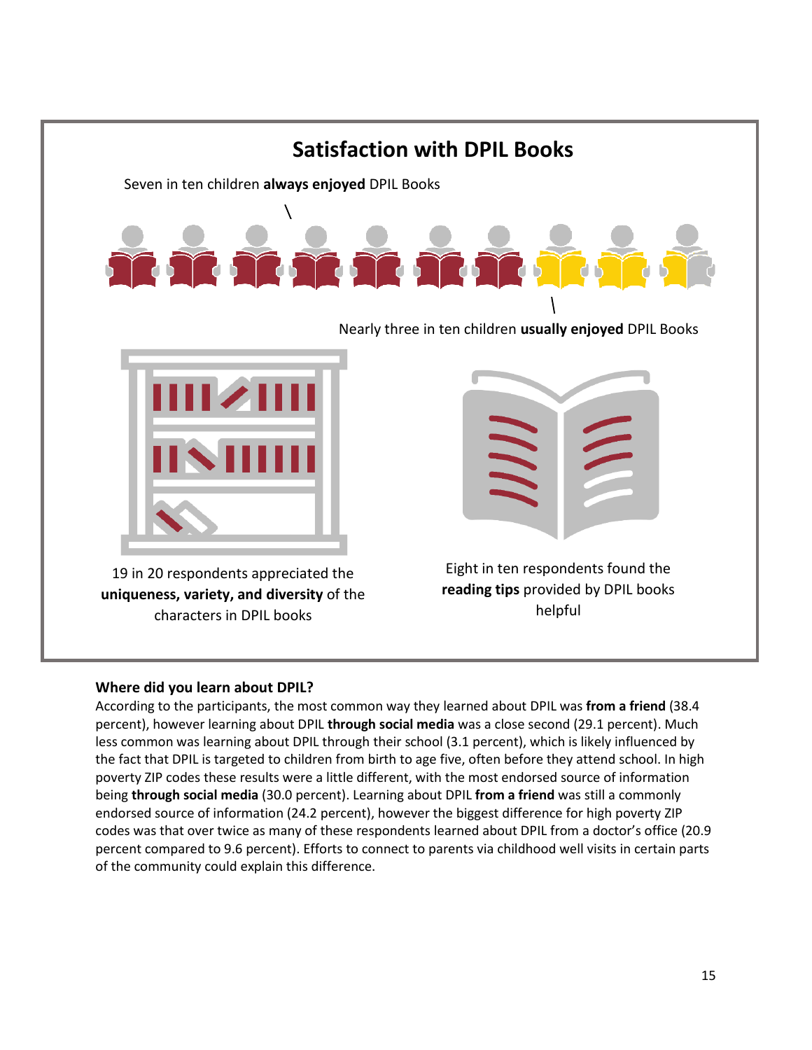## Satisfaction with DPIL Books

Seven in ten children **always enjoyed** DPIL Books

Nearly three in ten children **usually enjoyed** DPIL Books

19 in 20 respondents appreciated the **uniqueness, variety, and diversity** of the characters in DPIL books

Eight in ten respondents found the **reading tips** provided by DPIL books helpful

### Where did you learn about DPIL?

According to the participants, the most common way they learned about DPIL was **from a friend** (38.4 percent), however learning about DPIL **through social media** was a close second (29.1 percent). Much less common was learning about DPIL through their school (3.1 percent), which is likely influenced by the fact that DPIL is targeted to children from birth to age five, often before they attend school. In high poverty ZIP codes these results were a little different, with the most endorsed source of information being **through social media** (30.0 percent). Learning about DPIL **from a friend** was still a commonly endorsed source of information (24.2 percent), however the biggest difference for high poverty ZIP codes was that over twice as many of these respondents learned about DPIL from a doctor's office (20.9 percent compared to 9.6 percent). Efforts to connect to parents via childhood well visits in certain parts of the community could explain this difference.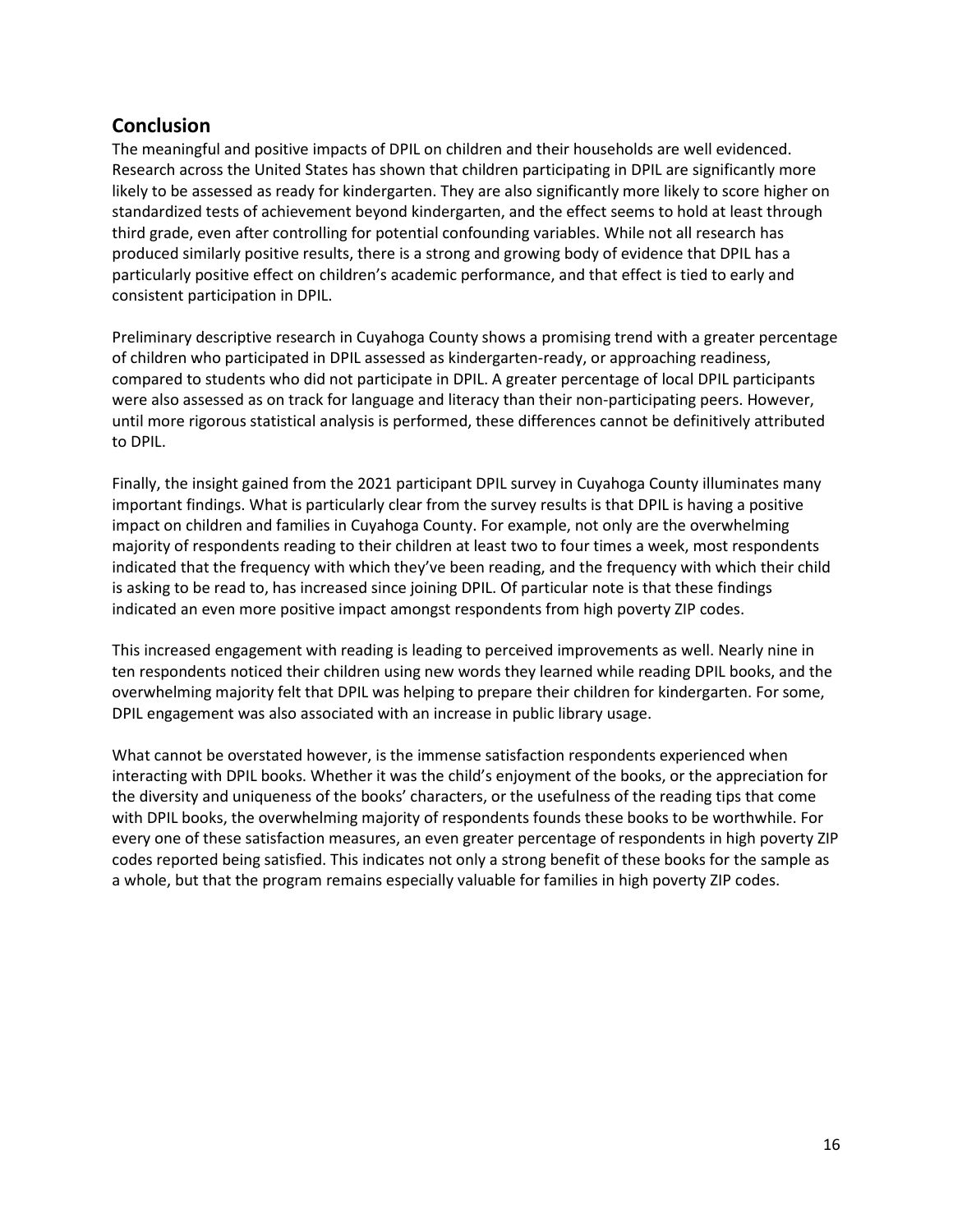## Conclusion

The meaningful and positive impacts of DPIL on children and their households are well evidenced. Research across the United States has shown that children participating in DPIL are significantly more likely to be assessed as ready for kindergarten. They are also significantly more likely to score higher on standardized tests of achievement beyond kindergarten, and the effect seems to hold at least through third grade, even after controlling for potential confounding variables. While not all research has produced similarly positive results, there is a strong and growing body of evidence that DPIL has a particularly positive effect on children's academic performance, and that effect is tied to early and consistent participation in DPIL.

Preliminary descriptive research in Cuyahoga County shows a promising trend with a greater percentage of children who participated in DPIL assessed as kindergarten-ready, or approaching readiness, compared to students who did not participate in DPIL. A greater percentage of local DPIL participants were also assessed as on track for language and literacy than their non-participating peers. However, until more rigorous statistical analysis is performed, these differences cannot be definitively attributed to DPIL.

Finally, the insight gained from the 2021 participant DPIL survey in Cuyahoga County illuminates many important findings. What is particularly clear from the survey results is that DPIL is having a positive impact on children and families in Cuyahoga County. For example, not only are the overwhelming majority of respondents reading to their children at least two to four times a week, most respondents indicated that the frequency with which they've been reading, and the frequency with which their child is asking to be read to, has increased since joining DPIL. Of particular note is that these findings indicated an even more positive impact amongst respondents from high poverty ZIP codes.

This increased engagement with reading is leading to perceived improvements as well. Nearly nine in ten respondents noticed their children using new words they learned while reading DPIL books, and the overwhelming majority felt that DPIL was helping to prepare their children for kindergarten. For some, DPIL engagement was also associated with an increase in public library usage.

What cannot be overstated however, is the immense satisfaction respondents experienced when interacting with DPIL books. Whether it was the child's enjoyment of the books, or the appreciation for the diversity and uniqueness of the books' characters, or the usefulness of the reading tips that come with DPIL books, the overwhelming majority of respondents founds these books to be worthwhile. For every one of these satisfaction measures, an even greater percentage of respondents in high poverty ZIP codes reported being satisfied. This indicates not only a strong benefit of these books for the sample as a whole, but that the program remains especially valuable for families in high poverty ZIP codes.